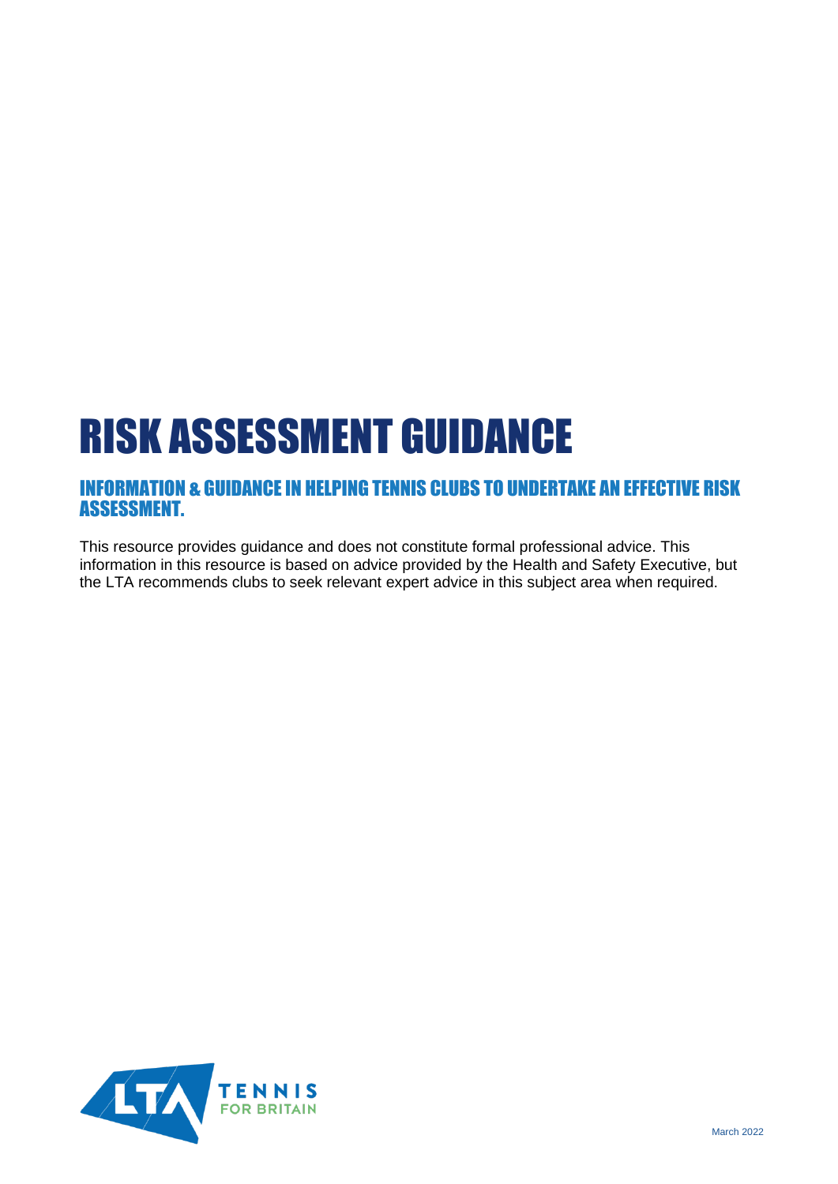# RISK ASSESSMENT GUIDANCE

## INFORMATION & GUIDANCE IN HELPING TENNIS CLUBS TO UNDERTAKE AN EFFECTIVE RISK ASSESSMENT.

This resource provides guidance and does not constitute formal professional advice. This information in this resource is based on advice provided by the Health and Safety Executive, but the LTA recommends clubs to seek relevant expert advice in this subject area when required.

March 2022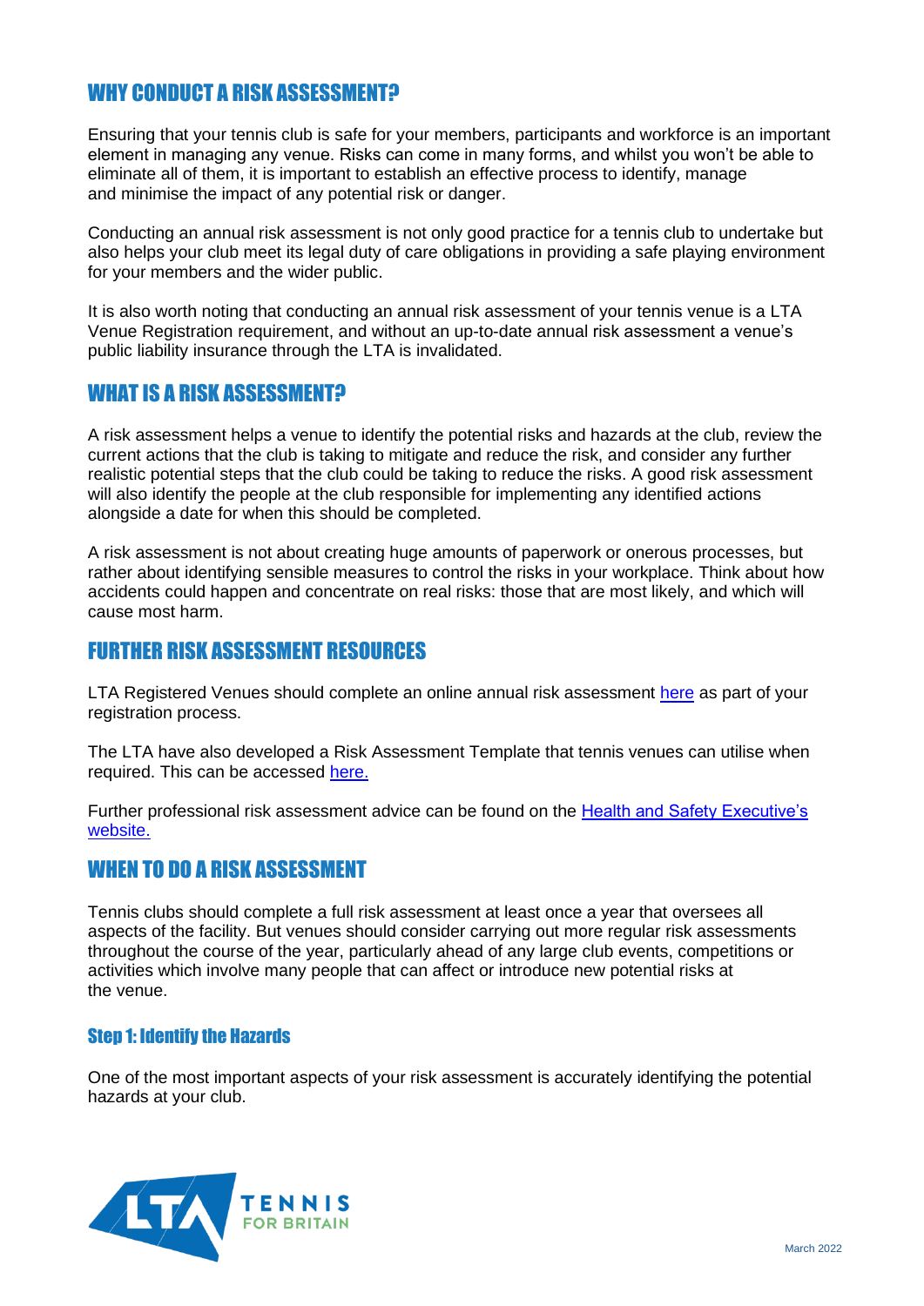## WHY CONDUCT A RISK ASSESSMENT?

Ensuring that your tennis club is safe for your members, participants and workforce is an important element in managing any venue. Risks can come in many forms, and whilst you won't be able to eliminate all of them, it is important to establish an effective process to identify, manage and minimise the impact of any potential risk or danger.

Conducting an annual risk assessment is not only good practice for a tennis club to undertake but also helps your club meet its legal duty of care obligations in providing a safe playing environment for your members and the wider public.

It is also worth noting that conducting an annual risk assessment of your tennis venue is a LTA Venue Registration requirement, and without an up-to-date annual risk assessment a venue's public liability insurance through the LTA is invalidated.

## WHAT IS A RISK ASSESSMENT?

A risk assessment helps a venue to identify the potential risks and hazards at the club, review the current actions that the club is taking to mitigate and reduce the risk, and consider any further realistic potential steps that the club could be taking to reduce the risks. A good risk assessment will also identify the people at the club responsible for implementing any identified actions alongside a date for when this should be completed.

A risk assessment is not about creating huge amounts of paperwork or onerous processes, but rather about identifying sensible measures to control the risks in your workplace. Think about how accidents could happen and concentrate on real risks: those that are most likely, and which will cause most harm.

## FURTHER RISK ASSESSMENT RESOURCES

LTA Registered Venues should complete an online annual risk assessment here as part of your registration process.

The LTA have also developed a Risk Assessment Template that tennis venues can utilise when required. This can be accessed here.

Further professional risk assessment advice can be found on the Health and Safety Executive's website.

## WHEN TO DO A RISK ASSESSMENT

Tennis clubs should complete a full risk assessment at least once a year that oversees all aspects of the facility. But venues should consider carrying out more regular risk assessments throughout the course of the year, particularly ahead of any large club events, competitions or activities which involve many people that can affect or introduce new potential risks at the venue.

### Step 1: Identify the Hazards

One of the most important aspects of your risk assessment is accurately identifying the potential hazards at your club.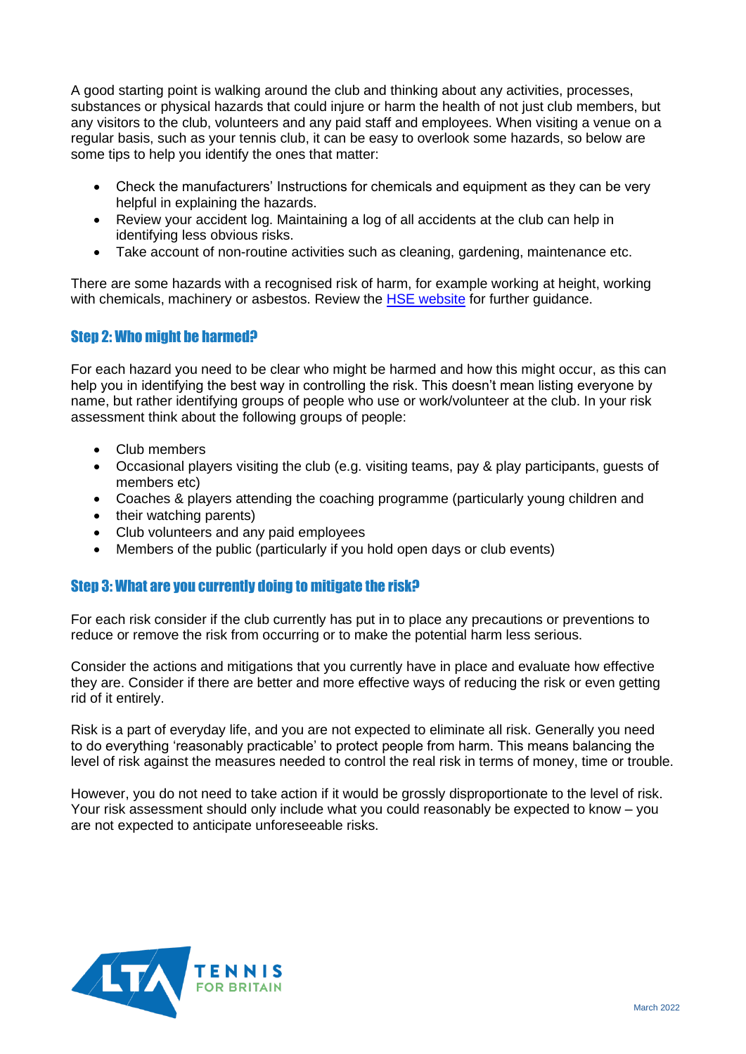A good starting point is walking around the club and thinking about any activities, processes, substances or physical hazards that could injure or harm the health of not just club members, but any visitors to the club, volunteers and any paid staff and employees. When visiting a venue on a regular basis, such as your tennis club, it can be easy to overlook some hazards, so below are some tips to help you identify the ones that matter:

- Check the manufacturers' Instructions for chemicals and equipment as they can be very helpful in explaining the hazards.
- Review your accident log. Maintaining a log of all accidents at the club can help in identifying less obvious risks.
- Take account of non-routine activities such as cleaning, gardening, maintenance etc.

There are some hazards with a recognised risk of harm, for example working at height, working with chemicals, machinery or asbestos. Review the HSE website for further guidance.

## Step 2: Who might be harmed?

For each hazard you need to be clear who might be harmed and how this might occur, as this can help you in identifying the best way in controlling the risk. This doesn't mean listing everyone by name, but rather identifying groups of people who use or work/volunteer at the club. In your risk assessment think about the following groups of people:

- Club members
- Occasional players visiting the club (e.g. visiting teams, pay & play participants, guests of members etc)
- Coaches & players attending the coaching programme (particularly young children and
- their watching parents)
- Club volunteers and any paid employees
- Members of the public (particularly if you hold open days or club events)

## Step 3: What are you currently doing to mitigate the risk?

For each risk consider if the club currently has put in to place any precautions or preventions to reduce or remove the risk from occurring or to make the potential harm less serious.

Consider the actions and mitigations that you currently have in place and evaluate how effective they are. Consider if there are better and more effective ways of reducing the risk or even getting rid of it entirely.

Risk is a part of everyday life, and you are not expected to eliminate all risk. Generally you need to do everything 'reasonably practicable' to protect people from harm. This means balancing the level of risk against the measures needed to control the real risk in terms of money, time or trouble.

However, you do not need to take action if it would be grossly disproportionate to the level of risk. Your risk assessment should only include what you could reasonably be expected to know – you are not expected to anticipate unforeseeable risks.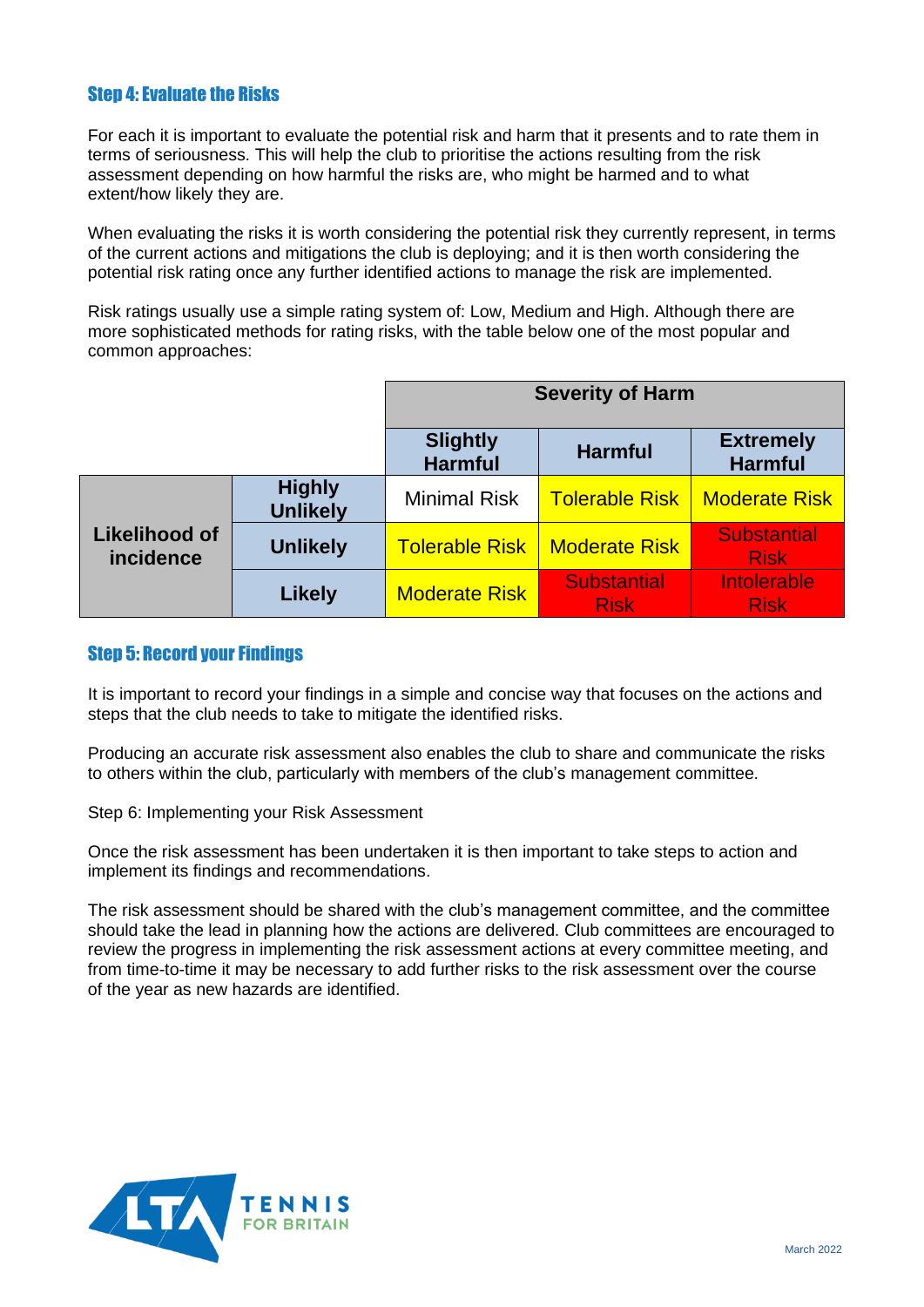### Step 4: Evaluate the Risks

For each it is important to evaluate the potential risk and harm that it presents and to rate them in terms of seriousness. This will help the club to prioritise the actions resulting from the risk assessment depending on how harmful the risks are, who might be harmed and to what extent/how likely they are.

When evaluating the risks it is worth considering the potential risk they currently represent, in terms of the current actions and mitigations the club is deploying; and it is then worth considering the potential risk rating once any further identified actions to manage the risk are implemented.

Risk ratings usually use a simple rating system of: Low, Medium and High. Although there are more sophisticated methods for rating risks, with the table below one of the most popular and common approaches:

| | | Severity of Harm | | |
|---|---|---|---|---|
| | | **Slightly Harmful** | **Harmful** | **Extremely Harmful** |
| **Likelihood of incidence** | **Highly Unlikely** | Minimal Risk | Tolerable Risk | Moderate Risk |
| | **Unlikely** | Tolerable Risk | Moderate Risk | Substantial Risk |
| | **Likely** | Moderate Risk | Substantial Risk | Intolerable Risk |

### Step 5: Record your Findings

It is important to record your findings in a simple and concise way that focuses on the actions and steps that the club needs to take to mitigate the identified risks.

Producing an accurate risk assessment also enables the club to share and communicate the risks to others within the club, particularly with members of the club's management committee.

Step 6: Implementing your Risk Assessment

Once the risk assessment has been undertaken it is then important to take steps to action and implement its findings and recommendations.

The risk assessment should be shared with the club's management committee, and the committee should take the lead in planning how the actions are delivered. Club committees are encouraged to review the progress in implementing the risk assessment actions at every committee meeting, and from time-to-time it may be necessary to add further risks to the risk assessment over the course of the year as new hazards are identified.